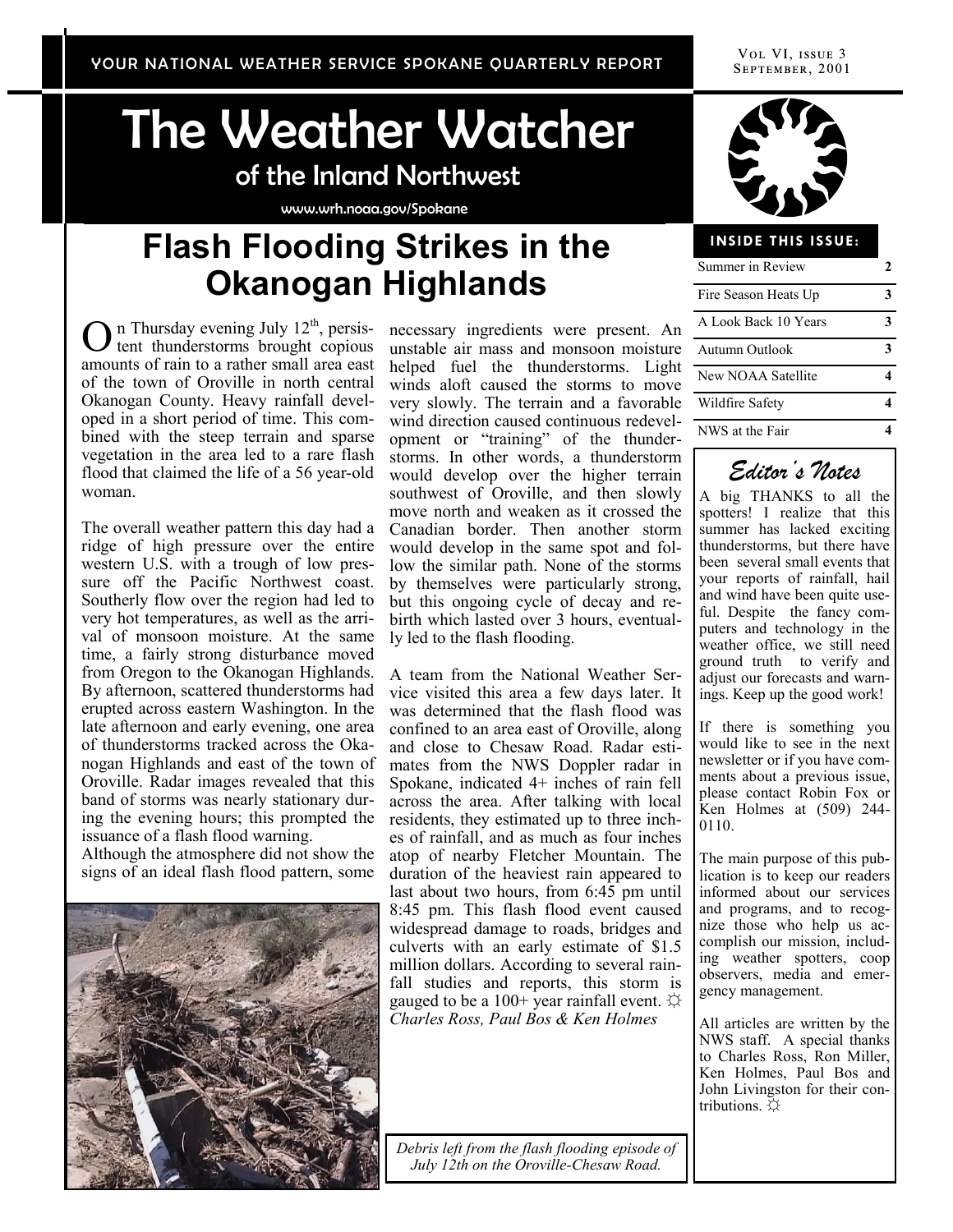# The Weather Watcher

### of the Inland Northwest

www.wrh.noaa.gov/Spokane

YOUR NATIONAL WEATHER SERVICE SPOKANE QUARTERLY REPORT

VOL VI, ISSUE 3
SEPTEMBER, 2001

## Flash Flooding Strikes in the Okanogan Highlands

On Thursday evening July 12th, persistent thunderstorms brought copious amounts of rain to a rather small area east of the town of Oroville in north central Okanogan County. Heavy rainfall developed in a short period of time. This combined with the steep terrain and sparse vegetation in the area led to a rare flash flood that claimed the life of a 56 year-old woman.

The overall weather pattern this day had a ridge of high pressure over the entire western U.S. with a trough of low pressure off the Pacific Northwest coast. Southerly flow over the region had led to very hot temperatures, as well as the arrival of monsoon moisture. At the same time, a fairly strong disturbance moved from Oregon to the Okanogan Highlands. By afternoon, scattered thunderstorms had erupted across eastern Washington. In the late afternoon and early evening, one area of thunderstorms tracked across the Okanogan Highlands and east of the town of Oroville. Radar images revealed that this band of storms was nearly stationary during the evening hours; this prompted the issuance of a flash flood warning.

Although the atmosphere did not show the signs of an ideal flash flood pattern, some necessary ingredients were present. An unstable air mass and monsoon moisture helped fuel the thunderstorms. Light winds aloft caused the storms to move very slowly. The terrain and a favorable wind direction caused continuous redevelopment or "training" of the thunderstorms. In other words, a thunderstorm would develop over the higher terrain southwest of Oroville, and then slowly move north and weaken as it crossed the Canadian border. Then another storm would develop in the same spot and follow the similar path. None of the storms by themselves were particularly strong, but this ongoing cycle of decay and rebirth which lasted over 3 hours, eventually led to the flash flooding.

A team from the National Weather Service visited this area a few days later. It was determined that the flash flood was confined to an area east of Oroville, along and close to Chesaw Road. Radar estimates from the NWS Doppler radar in Spokane, indicated 4+ inches of rain fell across the area. After talking with local residents, they estimated up to three inches of rainfall, and as much as four inches atop of nearby Fletcher Mountain. The duration of the heaviest rain appeared to last about two hours, from 6:45 pm until 8:45 pm. This flash flood event caused widespread damage to roads, bridges and culverts with an early estimate of $1.5 million dollars. According to several rainfall studies and reports, this storm is gauged to be a 100+ year rainfall event. ☼
*Charles Ross, Paul Bos & Ken Holmes*

*Debris left from the flash flooding episode of July 12th on the Oroville-Chesaw Road.*

### INSIDE THIS ISSUE:

| | |
|---|---|
| Summer in Review | 2 |
| Fire Season Heats Up | 3 |
| A Look Back 10 Years | 3 |
| Autumn Outlook | 3 |
| New NOAA Satellite | 4 |
| Wildfire Safety | 4 |
| NWS at the Fair | 4 |

### *Editor's Notes*

A big THANKS to all the spotters! I realize that this summer has lacked exciting thunderstorms, but there have been several small events that your reports of rainfall, hail and wind have been quite useful. Despite the fancy computers and technology in the weather office, we still need ground truth to verify and adjust our forecasts and warnings. Keep up the good work!

If there is something you would like to see in the next newsletter or if you have comments about a previous issue, please contact Robin Fox or Ken Holmes at (509) 244-0110.

The main purpose of this publication is to keep our readers informed about our services and programs, and to recognize those who help us accomplish our mission, including weather spotters, coop observers, media and emergency management.

All articles are written by the NWS staff. A special thanks to Charles Ross, Ron Miller, Ken Holmes, Paul Bos and John Livingston for their contributions. ☼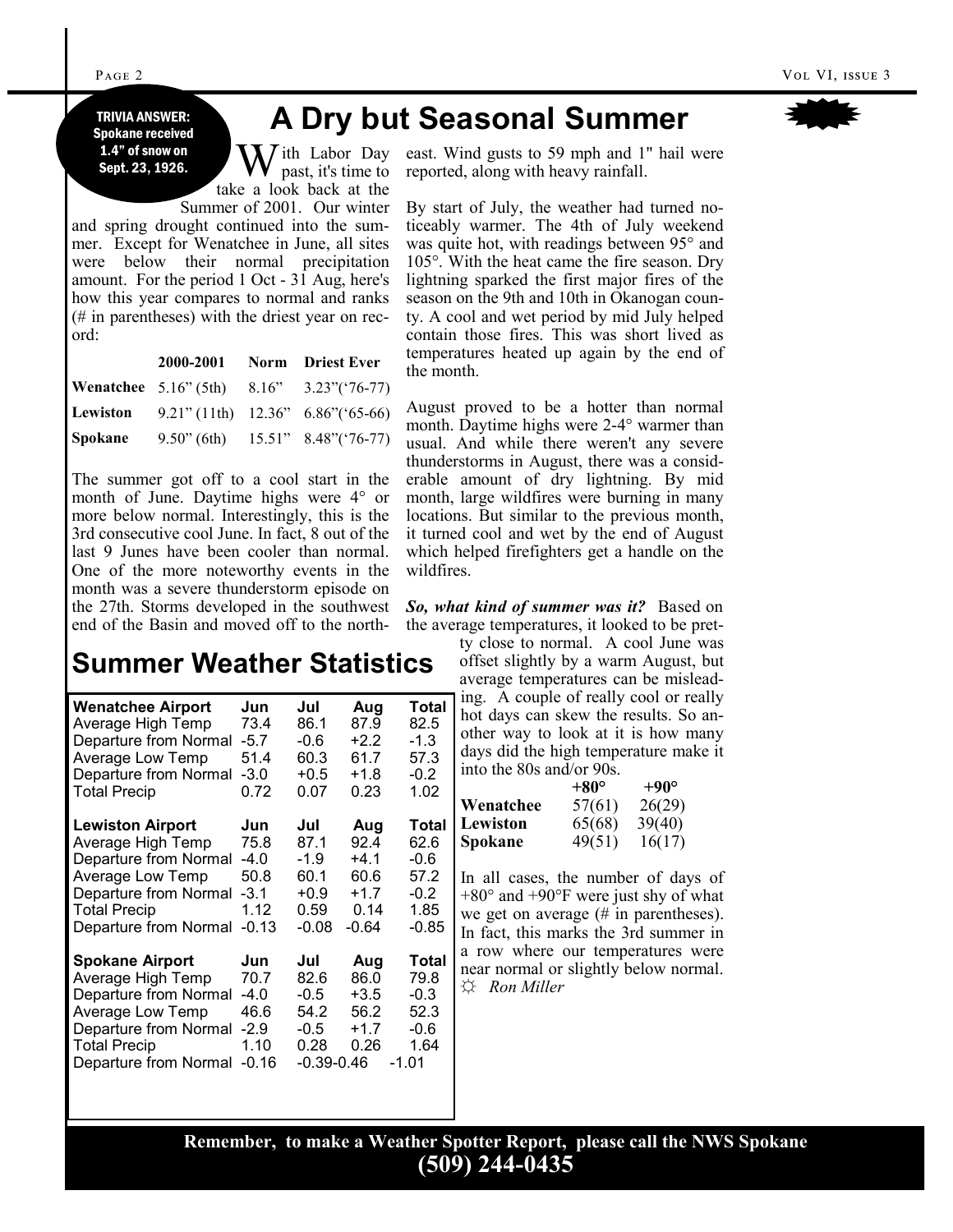**TRIVIA ANSWER: Spokane received 1.4" of snow on Sept. 23, 1926.**

# A Dry but Seasonal Summer

With Labor Day past, it's time to take a look back at the Summer of 2001. Our winter and spring drought continued into the summer. Except for Wenatchee in June, all sites were below their normal precipitation amount. For the period 1 Oct - 31 Aug, here's how this year compares to normal and ranks (# in parentheses) with the driest year on record:

| | 2000-2001 | Norm | Driest Ever |
|---|---|---|---|
| **Wenatchee** | 5.16" (5th) | 8.16" | 3.23"('76-77) |
| **Lewiston** | 9.21" (11th) | 12.36" | 6.86"('65-66) |
| **Spokane** | 9.50" (6th) | 15.51" | 8.48"('76-77) |

The summer got off to a cool start in the month of June. Daytime highs were 4° or more below normal. Interestingly, this is the 3rd consecutive cool June. In fact, 8 out of the last 9 Junes have been cooler than normal. One of the more noteworthy events in the month was a severe thunderstorm episode on the 27th. Storms developed in the southwest end of the Basin and moved off to the northeast. Wind gusts to 59 mph and 1" hail were reported, along with heavy rainfall.

By start of July, the weather had turned noticeably warmer. The 4th of July weekend was quite hot, with readings between 95° and 105°. With the heat came the fire season. Dry lightning sparked the first major fires of the season on the 9th and 10th in Okanogan county. A cool and wet period by mid July helped contain those fires. This was short lived as temperatures heated up again by the end of the month.

August proved to be a hotter than normal month. Daytime highs were 2-4° warmer than usual. And while there weren't any severe thunderstorms in August, there was a considerable amount of dry lightning. By mid month, large wildfires were burning in many locations. But similar to the previous month, it turned cool and wet by the end of August which helped firefighters get a handle on the wildfires.

***So, what kind of summer was it?*** Based on the average temperatures, it looked to be pretty close to normal. A cool June was offset slightly by a warm August, but average temperatures can be misleading. A couple of really cool or really hot days can skew the results. So another way to look at it is how many days did the high temperature make it into the 80s and/or 90s.

| | +80° | +90° |
|---|---|---|
| **Wenatchee** | 57(61) | 26(29) |
| **Lewiston** | 65(68) | 39(40) |
| **Spokane** | 49(51) | 16(17) |

In all cases, the number of days of +80° and +90°F were just shy of what we get on average (# in parentheses). In fact, this marks the 3rd summer in a row where our temperatures were near normal or slightly below normal.

☼ *Ron Miller*

# Summer Weather Statistics

| **Wenatchee Airport** | **Jun** | **Jul** | **Aug** | **Total** |
|---|---|---|---|---|
| Average High Temp | 73.4 | 86.1 | 87.9 | 82.5 |
| Departure from Normal | -5.7 | -0.6 | +2.2 | -1.3 |
| Average Low Temp | 51.4 | 60.3 | 61.7 | 57.3 |
| Departure from Normal | -3.0 | +0.5 | +1.8 | -0.2 |
| Total Precip | 0.72 | 0.07 | 0.23 | 1.02 |

| **Lewiston Airport** | **Jun** | **Jul** | **Aug** | **Total** |
|---|---|---|---|---|
| Average High Temp | 75.8 | 87.1 | 92.4 | 62.6 |
| Departure from Normal | -4.0 | -1.9 | +4.1 | -0.6 |
| Average Low Temp | 50.8 | 60.1 | 60.6 | 57.2 |
| Departure from Normal | -3.1 | +0.9 | +1.7 | -0.2 |
| Total Precip | 1.12 | 0.59 | 0.14 | 1.85 |
| Departure from Normal | -0.13 | -0.08 | -0.64 | -0.85 |

| **Spokane Airport** | **Jun** | **Jul** | **Aug** | **Total** |
|---|---|---|---|---|
| Average High Temp | 70.7 | 82.6 | 86.0 | 79.8 |
| Departure from Normal | -4.0 | -0.5 | +3.5 | -0.3 |
| Average Low Temp | 46.6 | 54.2 | 56.2 | 52.3 |
| Departure from Normal | -2.9 | -0.5 | +1.7 | -0.6 |
| Total Precip | 1.10 | 0.28 | 0.26 | 1.64 |
| Departure from Normal | -0.16 | -0.39 | -0.46 | -1.01 |

**Remember, to make a Weather Spotter Report, please call the NWS Spokane (509) 244-0435**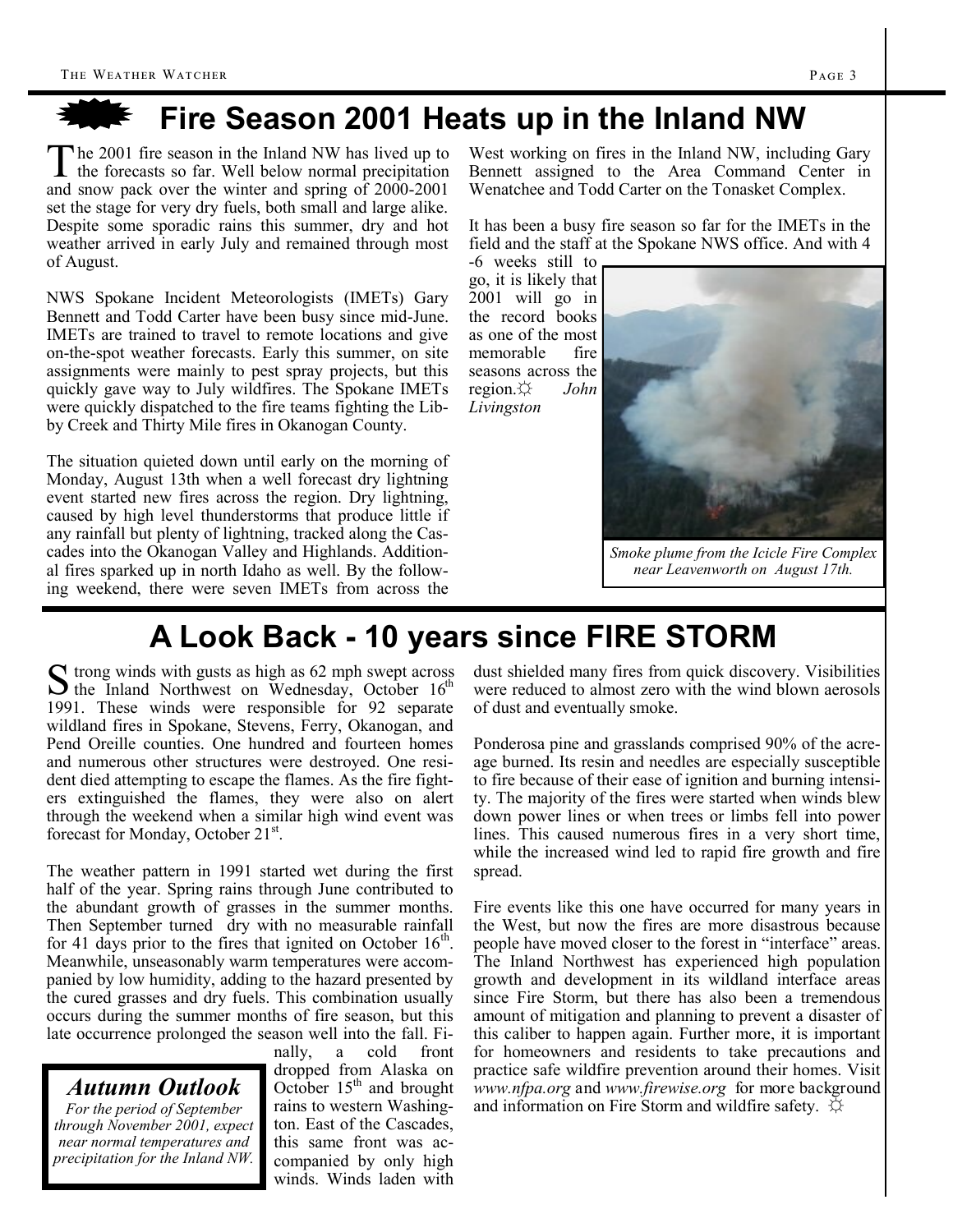# Fire Season 2001 Heats up in the Inland NW

The 2001 fire season in the Inland NW has lived up to the forecasts so far. Well below normal precipitation and snow pack over the winter and spring of 2000-2001 set the stage for very dry fuels, both small and large alike. Despite some sporadic rains this summer, dry and hot weather arrived in early July and remained through most of August.

NWS Spokane Incident Meteorologists (IMETs) Gary Bennett and Todd Carter have been busy since mid-June. IMETs are trained to travel to remote locations and give on-the-spot weather forecasts. Early this summer, on site assignments were mainly to pest spray projects, but this quickly gave way to July wildfires. The Spokane IMETs were quickly dispatched to the fire teams fighting the Libby Creek and Thirty Mile fires in Okanogan County.

The situation quieted down until early on the morning of Monday, August 13th when a well forecast dry lightning event started new fires across the region. Dry lightning, caused by high level thunderstorms that produce little if any rainfall but plenty of lightning, tracked along the Cascades into the Okanogan Valley and Highlands. Additional fires sparked up in north Idaho as well. By the following weekend, there were seven IMETs from across the West working on fires in the Inland NW, including Gary Bennett assigned to the Area Command Center in Wenatchee and Todd Carter on the Tonasket Complex.

It has been a busy fire season so far for the IMETs in the field and the staff at the Spokane NWS office. And with 4-6 weeks still to go, it is likely that 2001 will go in the record books as one of the most memorable fire seasons across the region.☼ *John Livingston*

*Smoke plume from the Icicle Fire Complex near Leavenworth on August 17th.*

# A Look Back - 10 years since FIRE STORM

Strong winds with gusts as high as 62 mph swept across the Inland Northwest on Wednesday, October 16th 1991. These winds were responsible for 92 separate wildland fires in Spokane, Stevens, Ferry, Okanogan, and Pend Oreille counties. One hundred and fourteen homes and numerous other structures were destroyed. One resident died attempting to escape the flames. As the fire fighters extinguished the flames, they were also on alert through the weekend when a similar high wind event was forecast for Monday, October 21st.

The weather pattern in 1991 started wet during the first half of the year. Spring rains through June contributed to the abundant growth of grasses in the summer months. Then September turned dry with no measurable rainfall for 41 days prior to the fires that ignited on October 16th. Meanwhile, unseasonably warm temperatures were accompanied by low humidity, adding to the hazard presented by the cured grasses and dry fuels. This combination usually occurs during the summer months of fire season, but this late occurrence prolonged the season well into the fall. Finally, a cold front dropped from Alaska on October 15th and brought rains to western Washington. East of the Cascades, this same front was accompanied by only high winds. Winds laden with dust shielded many fires from quick discovery. Visibilities were reduced to almost zero with the wind blown aerosols of dust and eventually smoke.

Ponderosa pine and grasslands comprised 90% of the acreage burned. Its resin and needles are especially susceptible to fire because of their ease of ignition and burning intensity. The majority of the fires were started when winds blew down power lines or when trees or limbs fell into power lines. This caused numerous fires in a very short time, while the increased wind led to rapid fire growth and fire spread.

Fire events like this one have occurred for many years in the West, but now the fires are more disastrous because people have moved closer to the forest in "interface" areas. The Inland Northwest has experienced high population growth and development in its wildland interface areas since Fire Storm, but there has also been a tremendous amount of mitigation and planning to prevent a disaster of this caliber to happen again. Further more, it is important for homeowners and residents to take precautions and practice safe wildfire prevention around their homes. Visit *www.nfpa.org* and *www.firewise.org* for more background and information on Fire Storm and wildfire safety. ☼

### *Autumn Outlook*

*For the period of September through November 2001, expect near normal temperatures and precipitation for the Inland NW.*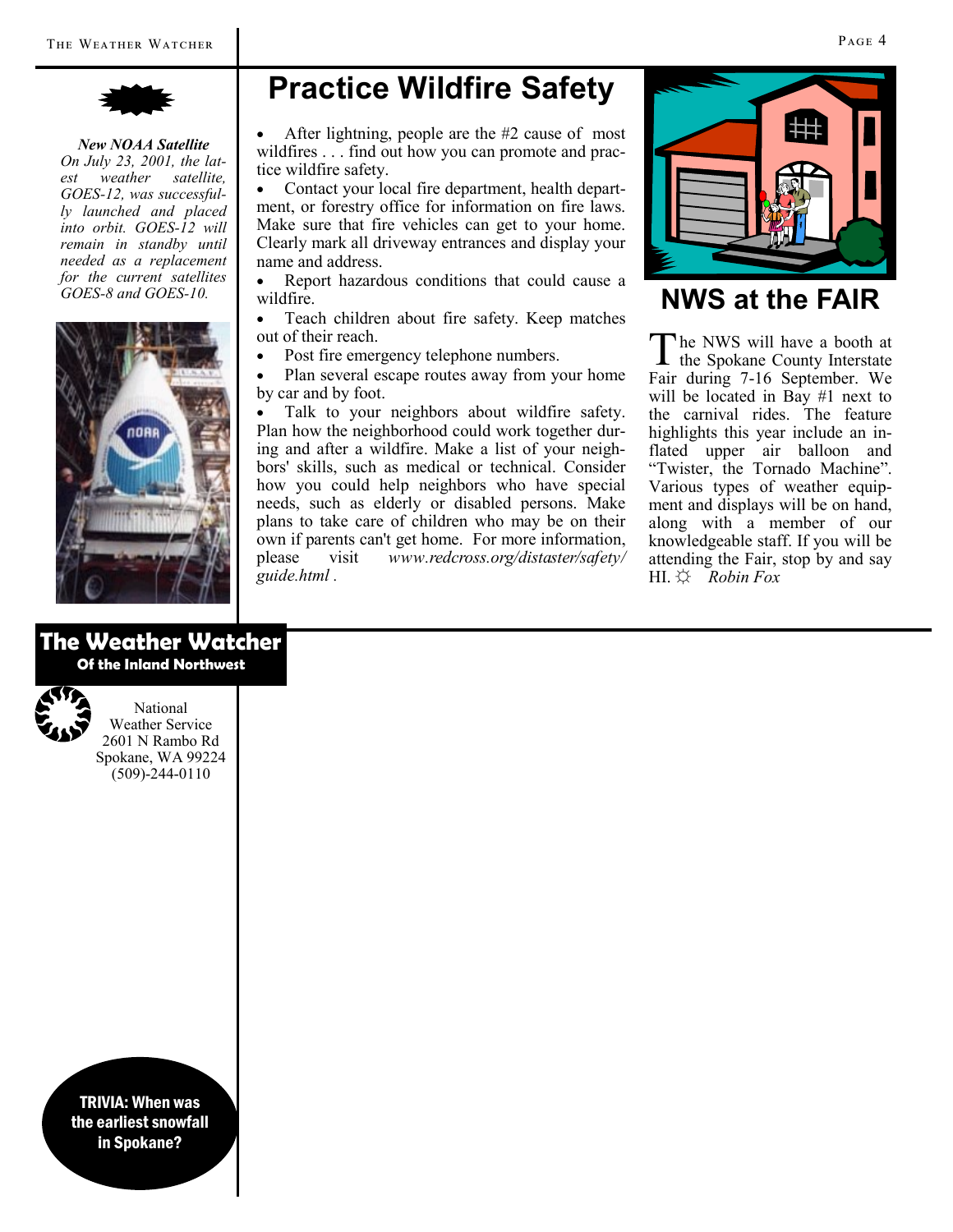***New NOAA Satellite***

*On July 23, 2001, the latest weather satellite, GOES-12, was successfully launched and placed into orbit. GOES-12 will remain in standby until needed as a replacement for the current satellites GOES-8 and GOES-10.*

# Practice Wildfire Safety

- After lightning, people are the #2 cause of most wildfires . . . find out how you can promote and practice wildfire safety.
- Contact your local fire department, health department, or forestry office for information on fire laws. Make sure that fire vehicles can get to your home. Clearly mark all driveway entrances and display your name and address.
- Report hazardous conditions that could cause a wildfire.
- Teach children about fire safety. Keep matches out of their reach.
- Post fire emergency telephone numbers.
- Plan several escape routes away from your home by car and by foot.
- Talk to your neighbors about wildfire safety. Plan how the neighborhood could work together during and after a wildfire. Make a list of your neighbors' skills, such as medical or technical. Consider how you could help neighbors who have special needs, such as elderly or disabled persons. Make plans to take care of children who may be on their own if parents can't get home. For more information, please visit *www.redcross.org/distaster/safety/guide.html* .

# NWS at the FAIR

The NWS will have a booth at the Spokane County Interstate Fair during 7-16 September. We will be located in Bay #1 next to the carnival rides. The feature highlights this year include an inflated upper air balloon and "Twister, the Tornado Machine". Various types of weather equipment and displays will be on hand, along with a member of our knowledgeable staff. If you will be attending the Fair, stop by and say HI. ☼ *Robin Fox*

**The Weather Watcher**
**Of the Inland Northwest**

National Weather Service
2601 N Rambo Rd
Spokane, WA 99224
(509)-244-0110

**TRIVIA: When was the earliest snowfall in Spokane?**